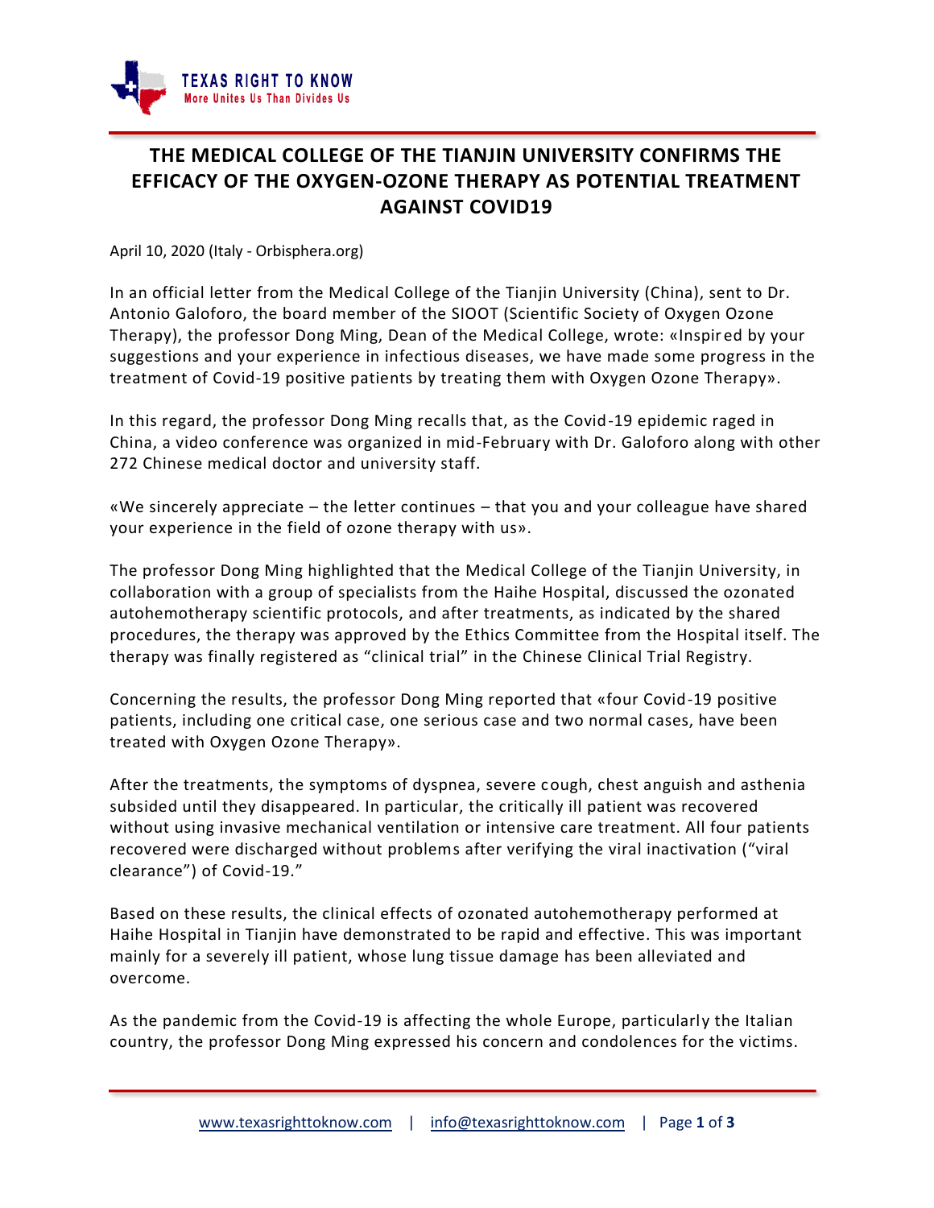TEXAS RIGHT TO KNOW
More Unites Us Than Divides Us

# THE MEDICAL COLLEGE OF THE TIANJIN UNIVERSITY CONFIRMS THE EFFICACY OF THE OXYGEN-OZONE THERAPY AS POTENTIAL TREATMENT AGAINST COVID19

April 10, 2020 (Italy - Orbisphera.org)

In an official letter from the Medical College of the Tianjin University (China), sent to Dr. Antonio Galoforo, the board member of the SIOOT (Scientific Society of Oxygen Ozone Therapy), the professor Dong Ming, Dean of the Medical College, wrote: «Inspired by your suggestions and your experience in infectious diseases, we have made some progress in the treatment of Covid-19 positive patients by treating them with Oxygen Ozone Therapy».

In this regard, the professor Dong Ming recalls that, as the Covid-19 epidemic raged in China, a video conference was organized in mid-February with Dr. Galoforo along with other 272 Chinese medical doctor and university staff.

«We sincerely appreciate – the letter continues – that you and your colleague have shared your experience in the field of ozone therapy with us».

The professor Dong Ming highlighted that the Medical College of the Tianjin University, in collaboration with a group of specialists from the Haihe Hospital, discussed the ozonated autohemotherapy scientific protocols, and after treatments, as indicated by the shared procedures, the therapy was approved by the Ethics Committee from the Hospital itself. The therapy was finally registered as "clinical trial" in the Chinese Clinical Trial Registry.

Concerning the results, the professor Dong Ming reported that «four Covid-19 positive patients, including one critical case, one serious case and two normal cases, have been treated with Oxygen Ozone Therapy».

After the treatments, the symptoms of dyspnea, severe cough, chest anguish and asthenia subsided until they disappeared. In particular, the critically ill patient was recovered without using invasive mechanical ventilation or intensive care treatment. All four patients recovered were discharged without problems after verifying the viral inactivation ("viral clearance") of Covid-19."

Based on these results, the clinical effects of ozonated autohemotherapy performed at Haihe Hospital in Tianjin have demonstrated to be rapid and effective. This was important mainly for a severely ill patient, whose lung tissue damage has been alleviated and overcome.

As the pandemic from the Covid-19 is affecting the whole Europe, particularly the Italian country, the professor Dong Ming expressed his concern and condolences for the victims.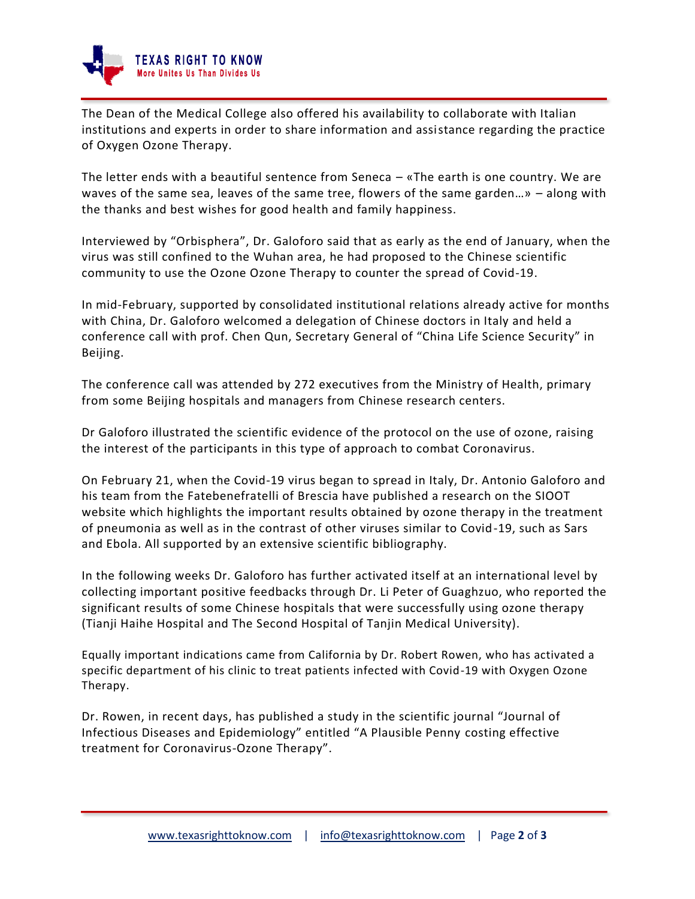The Dean of the Medical College also offered his availability to collaborate with Italian institutions and experts in order to share information and assistance regarding the practice of Oxygen Ozone Therapy.

The letter ends with a beautiful sentence from Seneca – «The earth is one country. We are waves of the same sea, leaves of the same tree, flowers of the same garden…» – along with the thanks and best wishes for good health and family happiness.

Interviewed by "Orbisphera", Dr. Galoforo said that as early as the end of January, when the virus was still confined to the Wuhan area, he had proposed to the Chinese scientific community to use the Ozone Ozone Therapy to counter the spread of Covid-19.

In mid-February, supported by consolidated institutional relations already active for months with China, Dr. Galoforo welcomed a delegation of Chinese doctors in Italy and held a conference call with prof. Chen Qun, Secretary General of "China Life Science Security" in Beijing.

The conference call was attended by 272 executives from the Ministry of Health, primary from some Beijing hospitals and managers from Chinese research centers.

Dr Galoforo illustrated the scientific evidence of the protocol on the use of ozone, raising the interest of the participants in this type of approach to combat Coronavirus.

On February 21, when the Covid-19 virus began to spread in Italy, Dr. Antonio Galoforo and his team from the Fatebenefratelli of Brescia have published a research on the SIOOT website which highlights the important results obtained by ozone therapy in the treatment of pneumonia as well as in the contrast of other viruses similar to Covid-19, such as Sars and Ebola. All supported by an extensive scientific bibliography.

In the following weeks Dr. Galoforo has further activated itself at an international level by collecting important positive feedbacks through Dr. Li Peter of Guaghzuo, who reported the significant results of some Chinese hospitals that were successfully using ozone therapy (Tianji Haihe Hospital and The Second Hospital of Tanjin Medical University).

Equally important indications came from California by Dr. Robert Rowen, who has activated a specific department of his clinic to treat patients infected with Covid-19 with Oxygen Ozone Therapy.

Dr. Rowen, in recent days, has published a study in the scientific journal "Journal of Infectious Diseases and Epidemiology" entitled "A Plausible Penny costing effective treatment for Coronavirus-Ozone Therapy".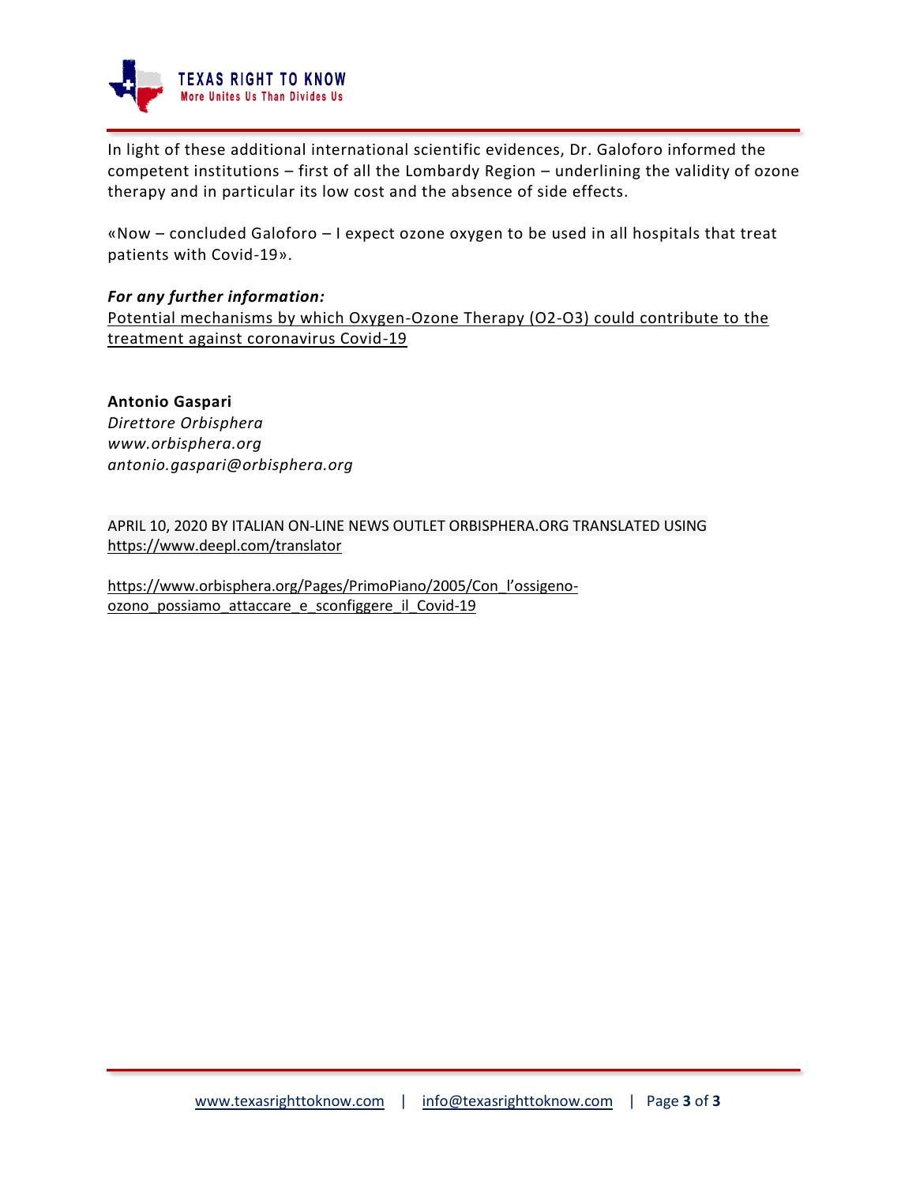In light of these additional international scientific evidences, Dr. Galoforo informed the competent institutions – first of all the Lombardy Region – underlining the validity of ozone therapy and in particular its low cost and the absence of side effects.

«Now – concluded Galoforo – I expect ozone oxygen to be used in all hospitals that treat patients with Covid-19».

***For any further information:***
Potential mechanisms by which Oxygen-Ozone Therapy (O2-O3) could contribute to the treatment against coronavirus Covid-19

**Antonio Gaspari**
*Direttore Orbisphera*
*www.orbisphera.org*
*antonio.gaspari@orbisphera.org*

APRIL 10, 2020 BY ITALIAN ON-LINE NEWS OUTLET ORBISPHERA.ORG TRANSLATED USING https://www.deepl.com/translator

https://www.orbisphera.org/Pages/PrimoPiano/2005/Con_l'ossigeno-ozono_possiamo_attaccare_e_sconfiggere_il_Covid-19